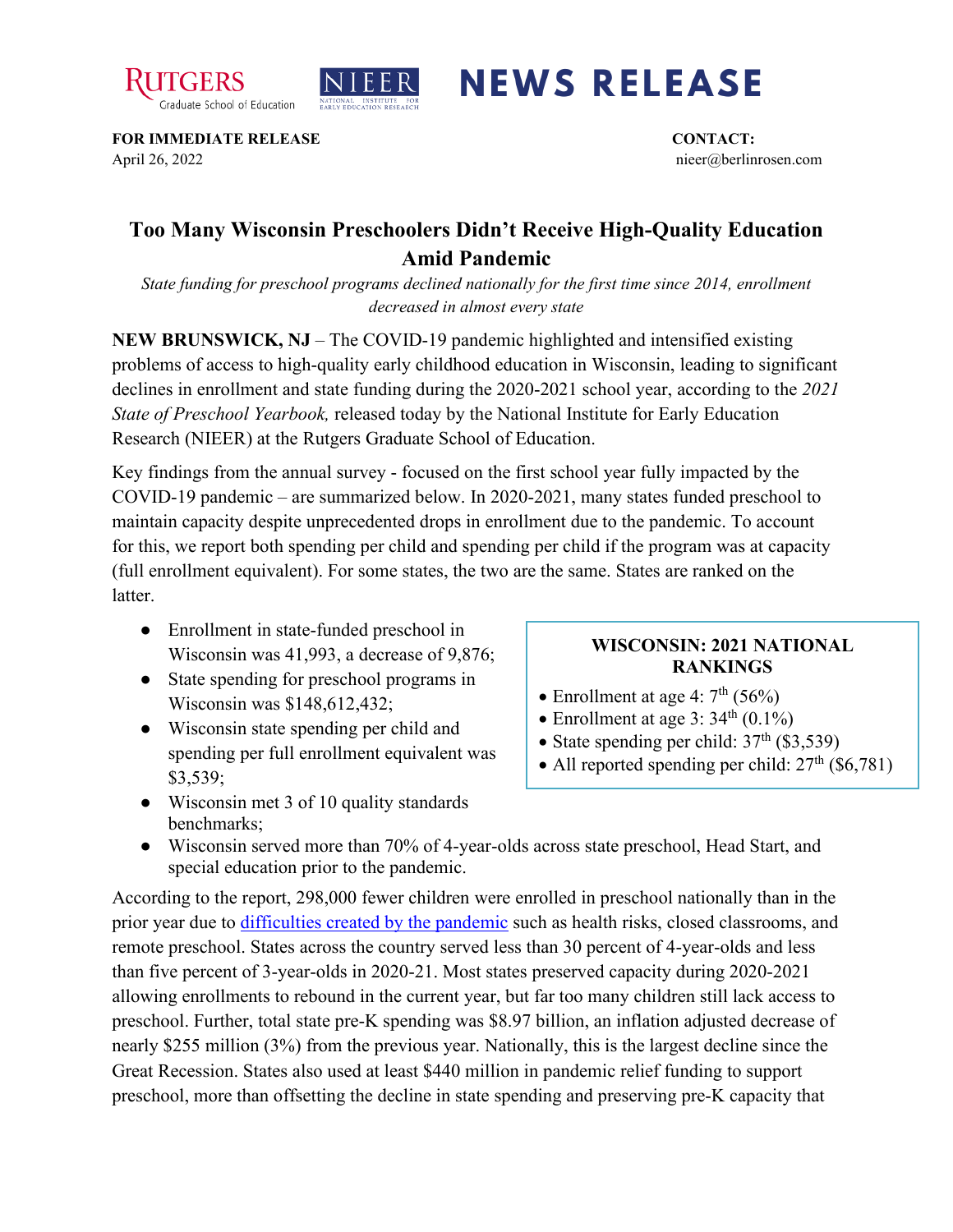**NEWS RELEASE**

**FOR IMMEDIATE RELEASE**
April 26, 2022

**CONTACT:**
nieer@berlinrosen.com

# Too Many Wisconsin Preschoolers Didn't Receive High-Quality Education Amid Pandemic

*State funding for preschool programs declined nationally for the first time since 2014, enrollment decreased in almost every state*

**NEW BRUNSWICK, NJ** – The COVID-19 pandemic highlighted and intensified existing problems of access to high-quality early childhood education in Wisconsin, leading to significant declines in enrollment and state funding during the 2020-2021 school year, according to the *2021 State of Preschool Yearbook,* released today by the National Institute for Early Education Research (NIEER) at the Rutgers Graduate School of Education.

Key findings from the annual survey - focused on the first school year fully impacted by the COVID-19 pandemic – are summarized below. In 2020-2021, many states funded preschool to maintain capacity despite unprecedented drops in enrollment due to the pandemic. To account for this, we report both spending per child and spending per child if the program was at capacity (full enrollment equivalent). For some states, the two are the same. States are ranked on the latter.

- Enrollment in state-funded preschool in Wisconsin was 41,993, a decrease of 9,876;
- State spending for preschool programs in Wisconsin was $148,612,432;
- Wisconsin state spending per child and spending per full enrollment equivalent was $3,539;
- Wisconsin met 3 of 10 quality standards benchmarks;
- Wisconsin served more than 70% of 4-year-olds across state preschool, Head Start, and special education prior to the pandemic.

**WISCONSIN: 2021 NATIONAL RANKINGS**

- Enrollment at age 4: 7th (56%)
- Enrollment at age 3: 34th (0.1%)
- State spending per child: 37th ($3,539)
- All reported spending per child: 27th ($6,781)

According to the report, 298,000 fewer children were enrolled in preschool nationally than in the prior year due to difficulties created by the pandemic such as health risks, closed classrooms, and remote preschool. States across the country served less than 30 percent of 4-year-olds and less than five percent of 3-year-olds in 2020-21. Most states preserved capacity during 2020-2021 allowing enrollments to rebound in the current year, but far too many children still lack access to preschool. Further, total state pre-K spending was $8.97 billion, an inflation adjusted decrease of nearly $255 million (3%) from the previous year. Nationally, this is the largest decline since the Great Recession. States also used at least $440 million in pandemic relief funding to support preschool, more than offsetting the decline in state spending and preserving pre-K capacity that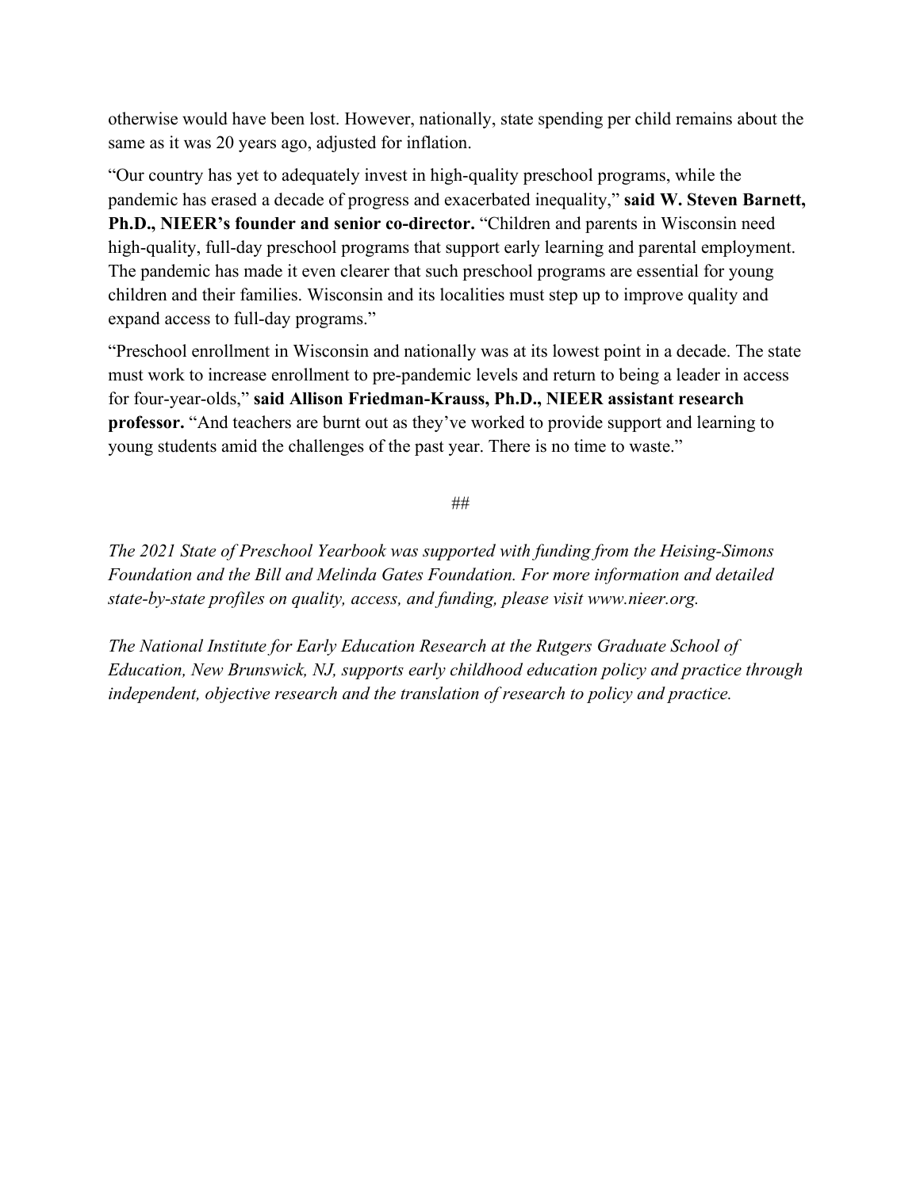otherwise would have been lost. However, nationally, state spending per child remains about the same as it was 20 years ago, adjusted for inflation.

"Our country has yet to adequately invest in high-quality preschool programs, while the pandemic has erased a decade of progress and exacerbated inequality," **said W. Steven Barnett, Ph.D., NIEER's founder and senior co-director.** "Children and parents in Wisconsin need high-quality, full-day preschool programs that support early learning and parental employment. The pandemic has made it even clearer that such preschool programs are essential for young children and their families. Wisconsin and its localities must step up to improve quality and expand access to full-day programs."

"Preschool enrollment in Wisconsin and nationally was at its lowest point in a decade. The state must work to increase enrollment to pre-pandemic levels and return to being a leader in access for four-year-olds," **said Allison Friedman-Krauss, Ph.D., NIEER assistant research professor.** "And teachers are burnt out as they've worked to provide support and learning to young students amid the challenges of the past year. There is no time to waste."

##

*The 2021 State of Preschool Yearbook was supported with funding from the Heising-Simons Foundation and the Bill and Melinda Gates Foundation. For more information and detailed state-by-state profiles on quality, access, and funding, please visit www.nieer.org.*

*The National Institute for Early Education Research at the Rutgers Graduate School of Education, New Brunswick, NJ, supports early childhood education policy and practice through independent, objective research and the translation of research to policy and practice.*